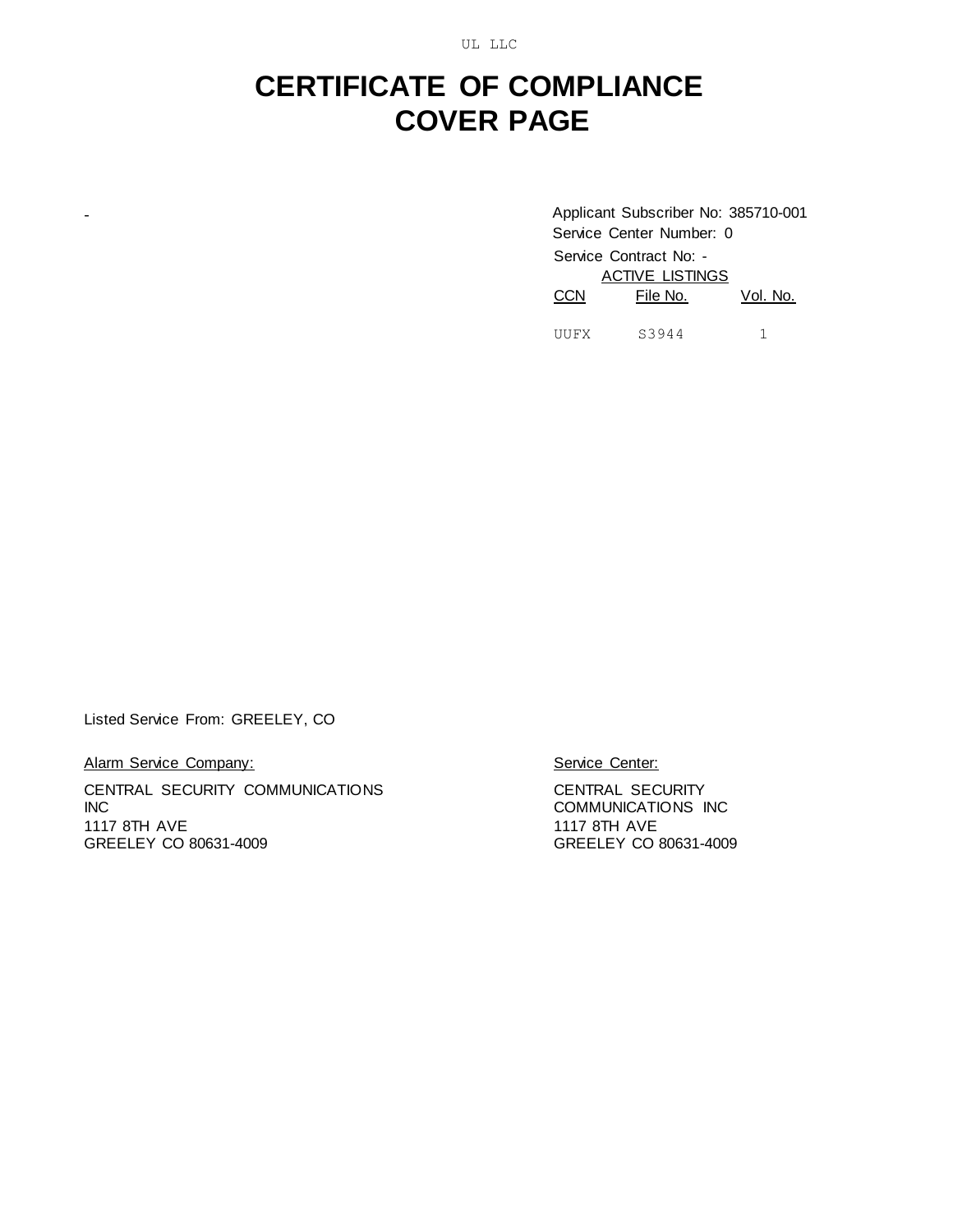UL LLC

# CERTIFICATE OF COMPLIANCE
# COVER PAGE

-

Applicant Subscriber No: 385710-001
Service Center Number: 0
Service Contract No: -

ACTIVE LISTINGS

| CCN | File No. | Vol. No. |
|---|---|---|
| UUFX | S3944 | 1 |

Listed Service From: GREELEY, CO

Alarm Service Company:

CENTRAL SECURITY COMMUNICATIONS INC
1117 8TH AVE
GREELEY CO 80631-4009

Service Center:

CENTRAL SECURITY COMMUNICATIONS INC
1117 8TH AVE
GREELEY CO 80631-4009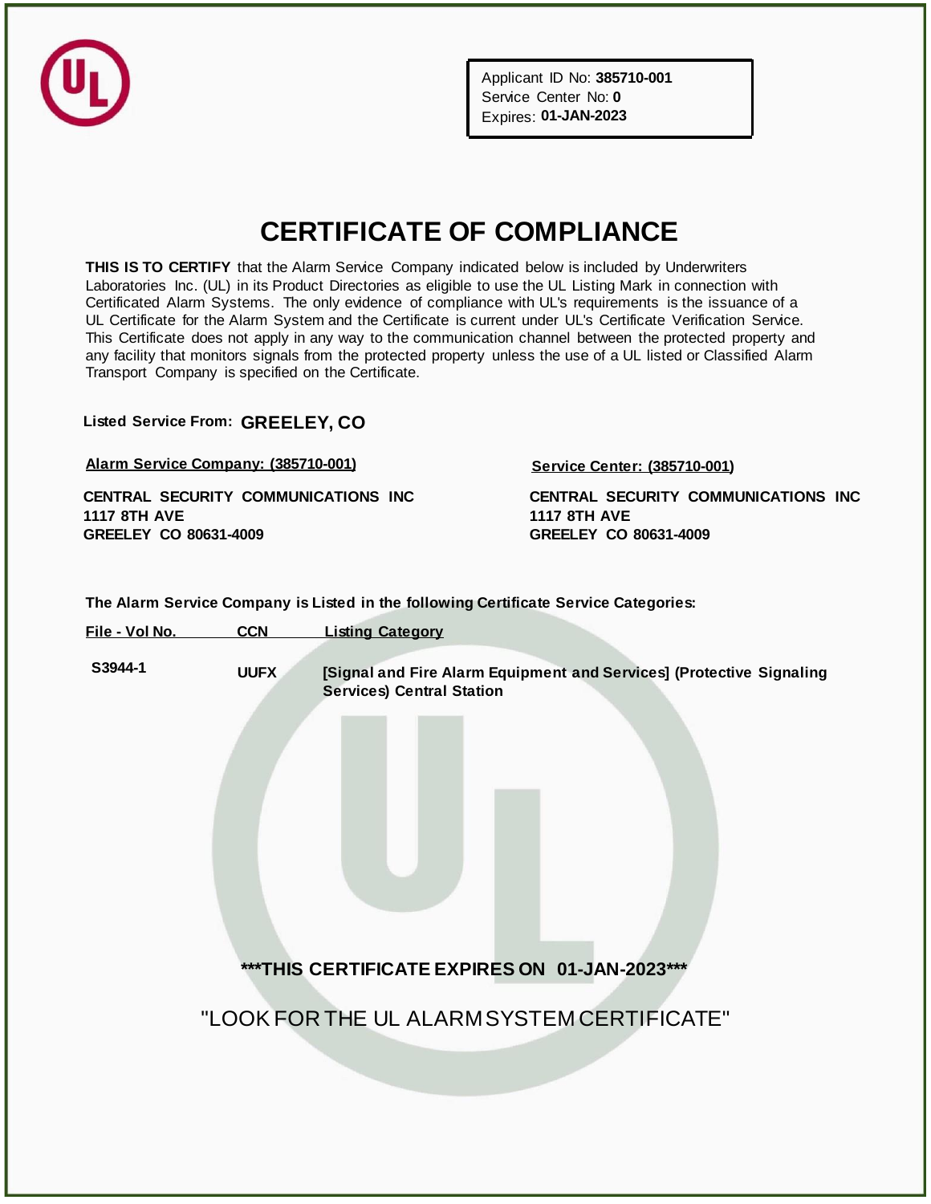Applicant ID No: **385710-001**
Service Center No: **0**
Expires: **01-JAN-2023**

# CERTIFICATE OF COMPLIANCE

**THIS IS TO CERTIFY** that the Alarm Service Company indicated below is included by Underwriters Laboratories Inc. (UL) in its Product Directories as eligible to use the UL Listing Mark in connection with Certificated Alarm Systems. The only evidence of compliance with UL's requirements is the issuance of a UL Certificate for the Alarm System and the Certificate is current under UL's Certificate Verification Service. This Certificate does not apply in any way to the communication channel between the protected property and any facility that monitors signals from the protected property unless the use of a UL listed or Classified Alarm Transport Company is specified on the Certificate.

**Listed Service From: GREELEY, CO**

**Alarm Service Company: (385710-001)**

**CENTRAL SECURITY COMMUNICATIONS INC**
**1117 8TH AVE**
**GREELEY CO 80631-4009**

**Service Center: (385710-001)**

**CENTRAL SECURITY COMMUNICATIONS INC**
**1117 8TH AVE**
**GREELEY CO 80631-4009**

**The Alarm Service Company is Listed in the following Certificate Service Categories:**

| File - Vol No. | CCN | Listing Category |
|---|---|---|
| S3944-1 | UUFX | [Signal and Fire Alarm Equipment and Services] (Protective Signaling Services) Central Station |

**\*\*\*THIS CERTIFICATE EXPIRES ON 01-JAN-2023\*\*\***

"LOOK FOR THE UL ALARM SYSTEM CERTIFICATE"